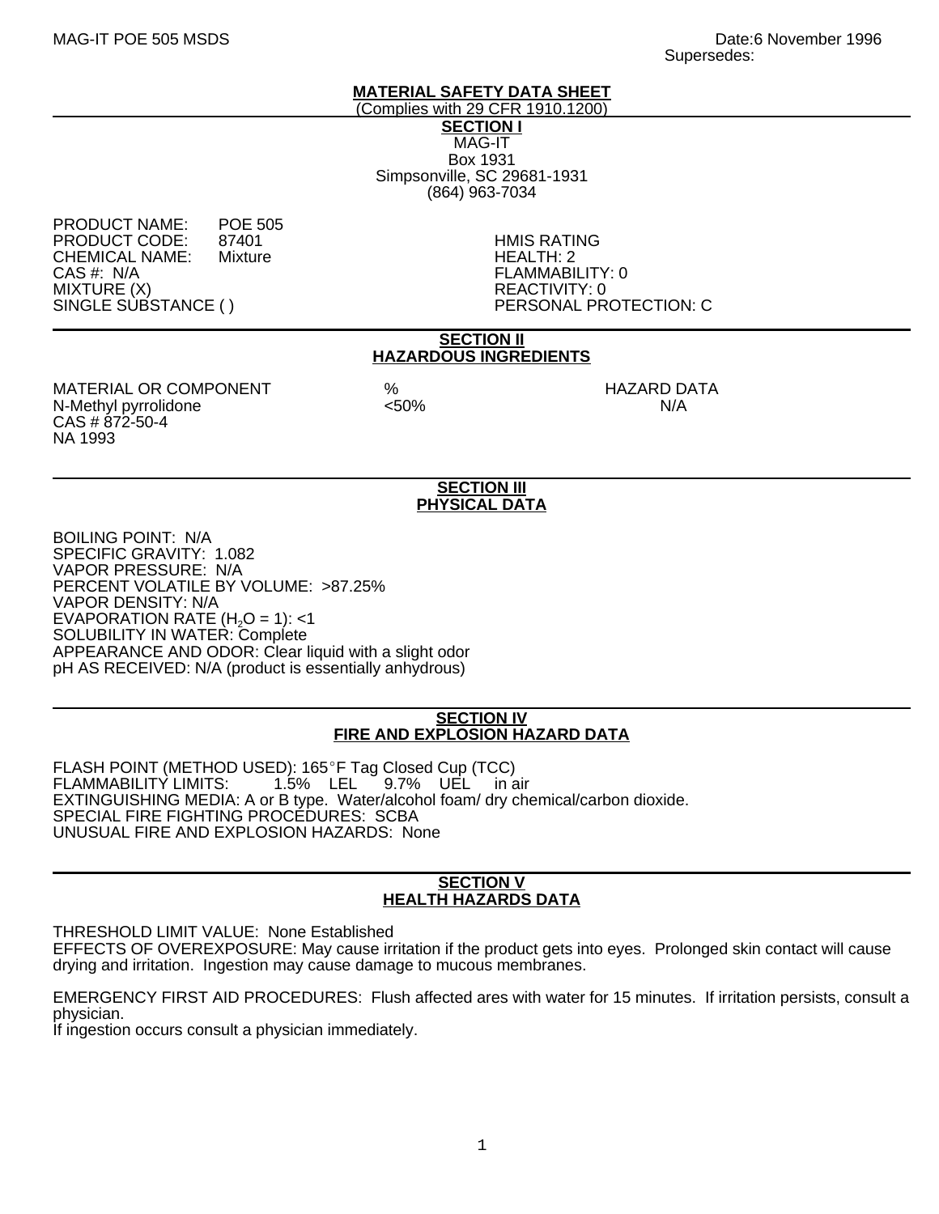MAG-IT POE 505 MSDS Date:6 November 1996
Supersedes:

# MATERIAL SAFETY DATA SHEET

(Complies with 29 CFR 1910.1200)

## SECTION I

MAG-IT
Box 1931
Simpsonville, SC 29681-1931
(864) 963-7034

PRODUCT NAME: POE 505
PRODUCT CODE: 87401
CHEMICAL NAME: Mixture
CAS #: N/A
MIXTURE (X)
SINGLE SUBSTANCE ( )

HMIS RATING
HEALTH: 2
FLAMMABILITY: 0
REACTIVITY: 0
PERSONAL PROTECTION: C

## SECTION II
## HAZARDOUS INGREDIENTS

| MATERIAL OR COMPONENT | % | HAZARD DATA |
|---|---|---|
| N-Methyl pyrrolidone<br>CAS # 872-50-4<br>NA 1993 | <50% | N/A |

## SECTION III
## PHYSICAL DATA

BOILING POINT: N/A
SPECIFIC GRAVITY: 1.082
VAPOR PRESSURE: N/A
PERCENT VOLATILE BY VOLUME: >87.25%
VAPOR DENSITY: N/A
EVAPORATION RATE ($H_2O$ = 1): <1
SOLUBILITY IN WATER: Complete
APPEARANCE AND ODOR: Clear liquid with a slight odor
pH AS RECEIVED: N/A (product is essentially anhydrous)

## SECTION IV
## FIRE AND EXPLOSION HAZARD DATA

FLASH POINT (METHOD USED): 165°F Tag Closed Cup (TCC)
FLAMMABILITY LIMITS: 1.5% LEL 9.7% UEL in air
EXTINGUISHING MEDIA: A or B type. Water/alcohol foam/ dry chemical/carbon dioxide.
SPECIAL FIRE FIGHTING PROCEDURES: SCBA
UNUSUAL FIRE AND EXPLOSION HAZARDS: None

## SECTION V
## HEALTH HAZARDS DATA

THRESHOLD LIMIT VALUE: None Established
EFFECTS OF OVEREXPOSURE: May cause irritation if the product gets into eyes. Prolonged skin contact will cause drying and irritation. Ingestion may cause damage to mucous membranes.

EMERGENCY FIRST AID PROCEDURES: Flush affected ares with water for 15 minutes. If irritation persists, consult a physician.
If ingestion occurs consult a physician immediately.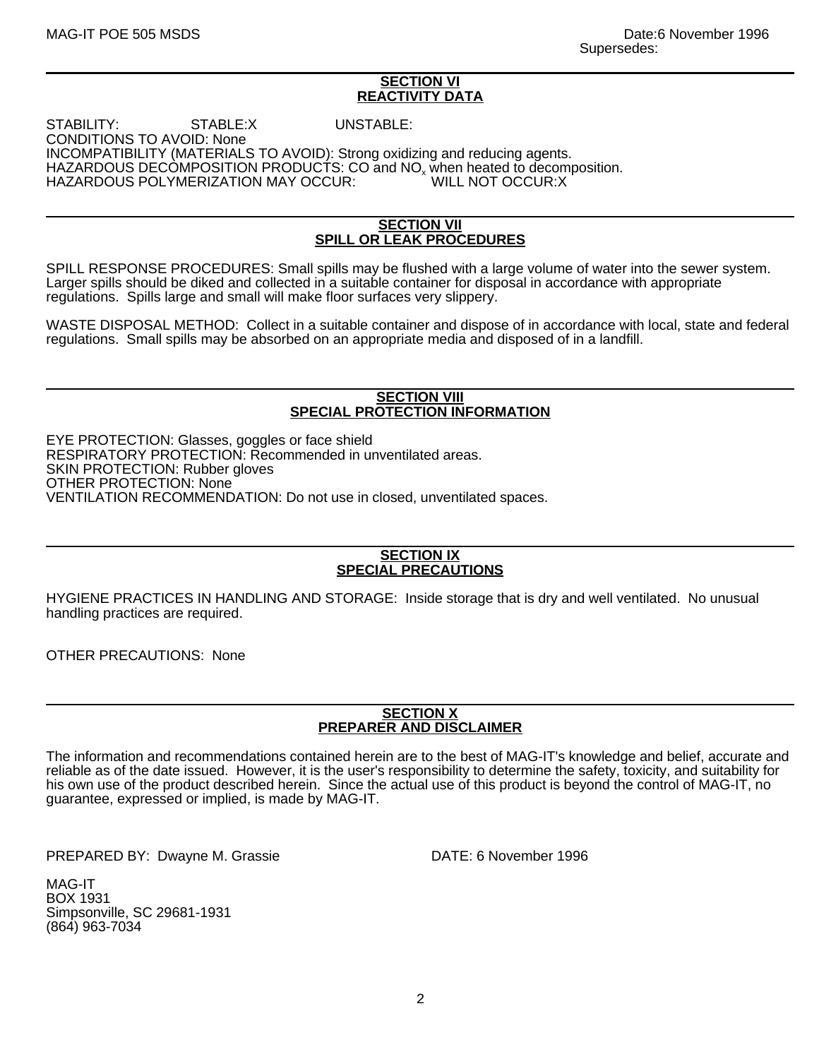## SECTION VI
## REACTIVITY DATA

STABILITY: STABLE:X UNSTABLE:
CONDITIONS TO AVOID: None
INCOMPATIBILITY (MATERIALS TO AVOID): Strong oxidizing and reducing agents.
HAZARDOUS DECOMPOSITION PRODUCTS: CO and $NO_x$ when heated to decomposition.
HAZARDOUS POLYMERIZATION MAY OCCUR: WILL NOT OCCUR:X

## SECTION VII
## SPILL OR LEAK PROCEDURES

SPILL RESPONSE PROCEDURES: Small spills may be flushed with a large volume of water into the sewer system. Larger spills should be diked and collected in a suitable container for disposal in accordance with appropriate regulations. Spills large and small will make floor surfaces very slippery.

WASTE DISPOSAL METHOD: Collect in a suitable container and dispose of in accordance with local, state and federal regulations. Small spills may be absorbed on an appropriate media and disposed of in a landfill.

## SECTION VIII
## SPECIAL PROTECTION INFORMATION

EYE PROTECTION: Glasses, goggles or face shield
RESPIRATORY PROTECTION: Recommended in unventilated areas.
SKIN PROTECTION: Rubber gloves
OTHER PROTECTION: None
VENTILATION RECOMMENDATION: Do not use in closed, unventilated spaces.

## SECTION IX
## SPECIAL PRECAUTIONS

HYGIENE PRACTICES IN HANDLING AND STORAGE: Inside storage that is dry and well ventilated. No unusual handling practices are required.

OTHER PRECAUTIONS: None

## SECTION X
## PREPARER AND DISCLAIMER

The information and recommendations contained herein are to the best of MAG-IT's knowledge and belief, accurate and reliable as of the date issued. However, it is the user's responsibility to determine the safety, toxicity, and suitability for his own use of the product described herein. Since the actual use of this product is beyond the control of MAG-IT, no guarantee, expressed or implied, is made by MAG-IT.

PREPARED BY: Dwayne M. Grassie DATE: 6 November 1996

MAG-IT
BOX 1931
Simpsonville, SC 29681-1931
(864) 963-7034